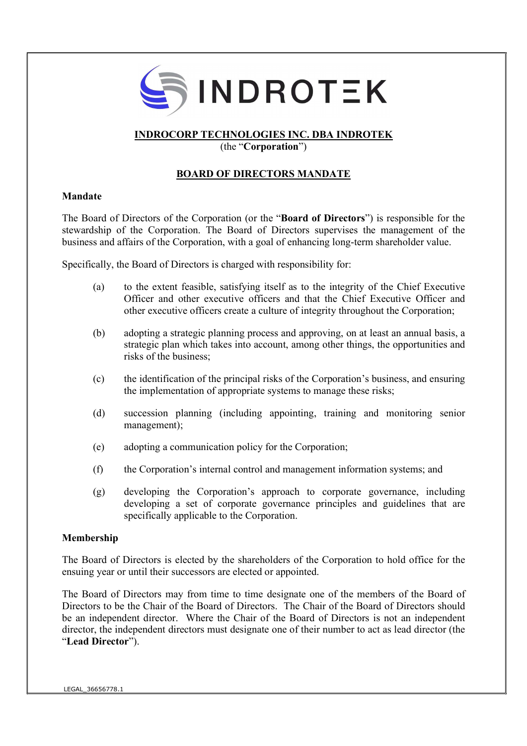**INDROCORP TECHNOLOGIES INC. DBA INDROTEK**

(the "**Corporation**")

**BOARD OF DIRECTORS MANDATE**

## Mandate

The Board of Directors of the Corporation (or the "**Board of Directors**") is responsible for the stewardship of the Corporation. The Board of Directors supervises the management of the business and affairs of the Corporation, with a goal of enhancing long-term shareholder value.

Specifically, the Board of Directors is charged with responsibility for:

(a) to the extent feasible, satisfying itself as to the integrity of the Chief Executive Officer and other executive officers and that the Chief Executive Officer and other executive officers create a culture of integrity throughout the Corporation;

(b) adopting a strategic planning process and approving, on at least an annual basis, a strategic plan which takes into account, among other things, the opportunities and risks of the business;

(c) the identification of the principal risks of the Corporation's business, and ensuring the implementation of appropriate systems to manage these risks;

(d) succession planning (including appointing, training and monitoring senior management);

(e) adopting a communication policy for the Corporation;

(f) the Corporation's internal control and management information systems; and

(g) developing the Corporation's approach to corporate governance, including developing a set of corporate governance principles and guidelines that are specifically applicable to the Corporation.

## Membership

The Board of Directors is elected by the shareholders of the Corporation to hold office for the ensuing year or until their successors are elected or appointed.

The Board of Directors may from time to time designate one of the members of the Board of Directors to be the Chair of the Board of Directors. The Chair of the Board of Directors should be an independent director. Where the Chair of the Board of Directors is not an independent director, the independent directors must designate one of their number to act as lead director (the "**Lead Director**").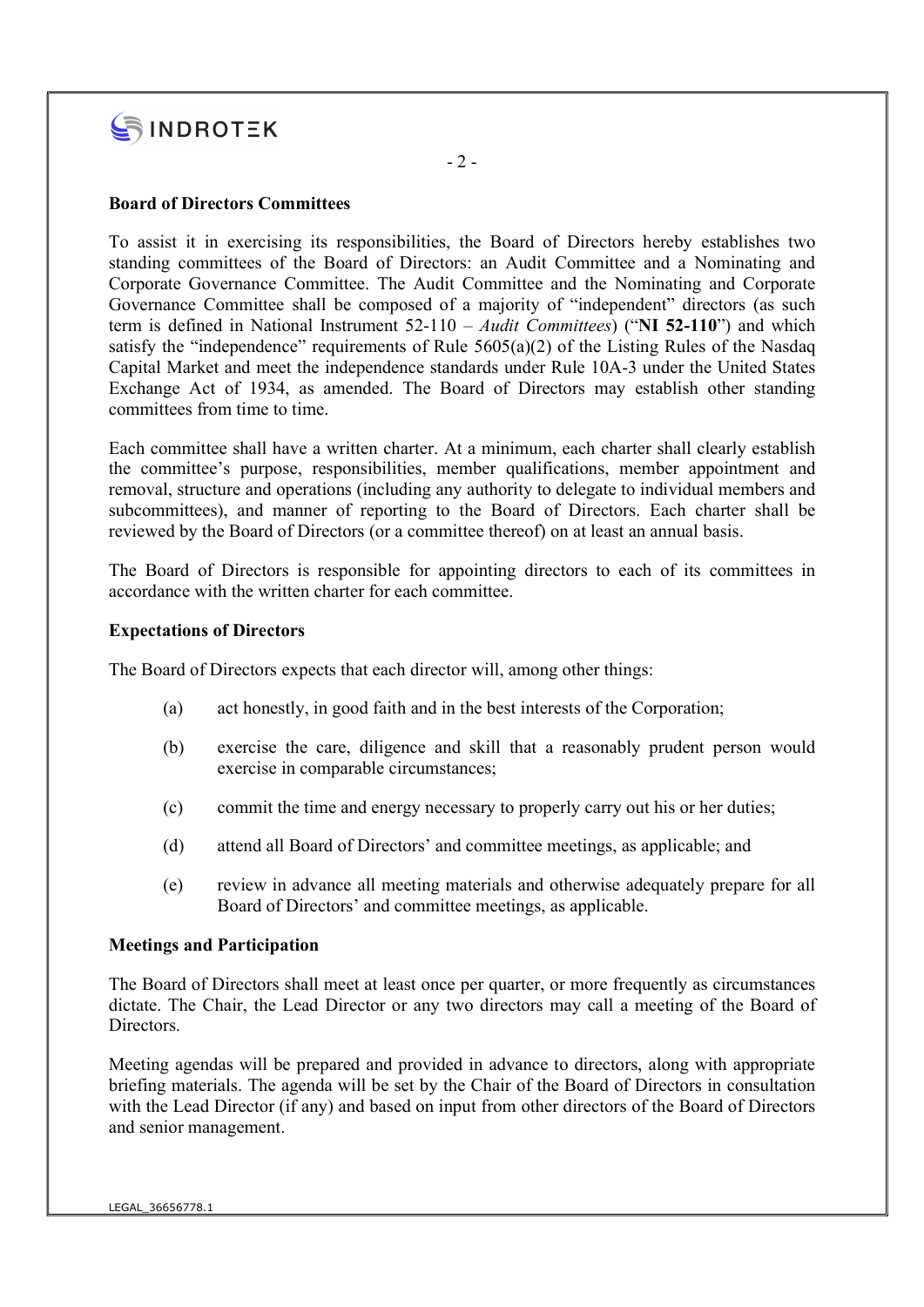## Board of Directors Committees

To assist it in exercising its responsibilities, the Board of Directors hereby establishes two standing committees of the Board of Directors: an Audit Committee and a Nominating and Corporate Governance Committee. The Audit Committee and the Nominating and Corporate Governance Committee shall be composed of a majority of "independent" directors (as such term is defined in National Instrument 52-110 – *Audit Committees*) ("**NI 52-110**") and which satisfy the "independence" requirements of Rule 5605(a)(2) of the Listing Rules of the Nasdaq Capital Market and meet the independence standards under Rule 10A-3 under the United States Exchange Act of 1934, as amended. The Board of Directors may establish other standing committees from time to time.

Each committee shall have a written charter. At a minimum, each charter shall clearly establish the committee's purpose, responsibilities, member qualifications, member appointment and removal, structure and operations (including any authority to delegate to individual members and subcommittees), and manner of reporting to the Board of Directors. Each charter shall be reviewed by the Board of Directors (or a committee thereof) on at least an annual basis.

The Board of Directors is responsible for appointing directors to each of its committees in accordance with the written charter for each committee.

## Expectations of Directors

The Board of Directors expects that each director will, among other things:

(a) act honestly, in good faith and in the best interests of the Corporation;

(b) exercise the care, diligence and skill that a reasonably prudent person would exercise in comparable circumstances;

(c) commit the time and energy necessary to properly carry out his or her duties;

(d) attend all Board of Directors' and committee meetings, as applicable; and

(e) review in advance all meeting materials and otherwise adequately prepare for all Board of Directors' and committee meetings, as applicable.

## Meetings and Participation

The Board of Directors shall meet at least once per quarter, or more frequently as circumstances dictate. The Chair, the Lead Director or any two directors may call a meeting of the Board of Directors.

Meeting agendas will be prepared and provided in advance to directors, along with appropriate briefing materials. The agenda will be set by the Chair of the Board of Directors in consultation with the Lead Director (if any) and based on input from other directors of the Board of Directors and senior management.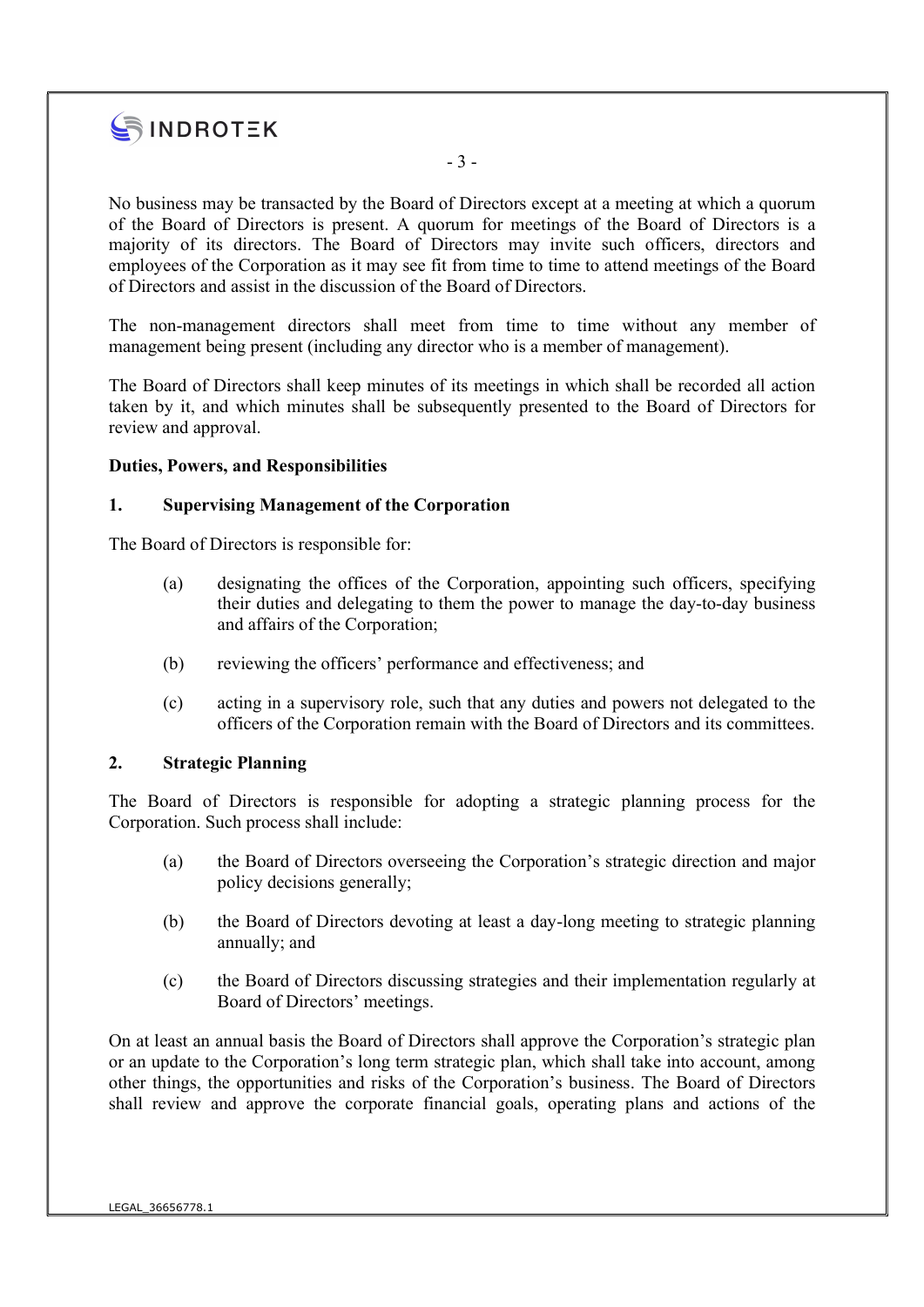No business may be transacted by the Board of Directors except at a meeting at which a quorum of the Board of Directors is present. A quorum for meetings of the Board of Directors is a majority of its directors. The Board of Directors may invite such officers, directors and employees of the Corporation as it may see fit from time to time to attend meetings of the Board of Directors and assist in the discussion of the Board of Directors.

The non-management directors shall meet from time to time without any member of management being present (including any director who is a member of management).

The Board of Directors shall keep minutes of its meetings in which shall be recorded all action taken by it, and which minutes shall be subsequently presented to the Board of Directors for review and approval.

**Duties, Powers, and Responsibilities**

**1. Supervising Management of the Corporation**

The Board of Directors is responsible for:

(a) designating the offices of the Corporation, appointing such officers, specifying their duties and delegating to them the power to manage the day-to-day business and affairs of the Corporation;

(b) reviewing the officers' performance and effectiveness; and

(c) acting in a supervisory role, such that any duties and powers not delegated to the officers of the Corporation remain with the Board of Directors and its committees.

**2. Strategic Planning**

The Board of Directors is responsible for adopting a strategic planning process for the Corporation. Such process shall include:

(a) the Board of Directors overseeing the Corporation's strategic direction and major policy decisions generally;

(b) the Board of Directors devoting at least a day-long meeting to strategic planning annually; and

(c) the Board of Directors discussing strategies and their implementation regularly at Board of Directors' meetings.

On at least an annual basis the Board of Directors shall approve the Corporation's strategic plan or an update to the Corporation's long term strategic plan, which shall take into account, among other things, the opportunities and risks of the Corporation's business. The Board of Directors shall review and approve the corporate financial goals, operating plans and actions of the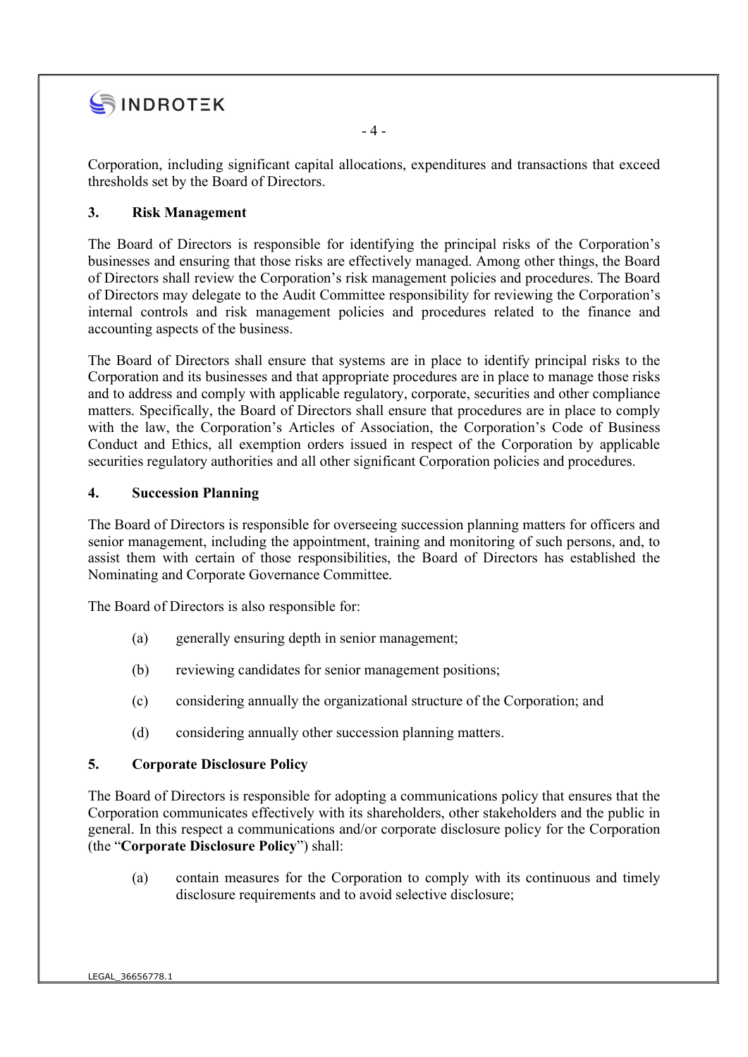Corporation, including significant capital allocations, expenditures and transactions that exceed thresholds set by the Board of Directors.

### 3. Risk Management

The Board of Directors is responsible for identifying the principal risks of the Corporation's businesses and ensuring that those risks are effectively managed. Among other things, the Board of Directors shall review the Corporation's risk management policies and procedures. The Board of Directors may delegate to the Audit Committee responsibility for reviewing the Corporation's internal controls and risk management policies and procedures related to the finance and accounting aspects of the business.

The Board of Directors shall ensure that systems are in place to identify principal risks to the Corporation and its businesses and that appropriate procedures are in place to manage those risks and to address and comply with applicable regulatory, corporate, securities and other compliance matters. Specifically, the Board of Directors shall ensure that procedures are in place to comply with the law, the Corporation's Articles of Association, the Corporation's Code of Business Conduct and Ethics, all exemption orders issued in respect of the Corporation by applicable securities regulatory authorities and all other significant Corporation policies and procedures.

### 4. Succession Planning

The Board of Directors is responsible for overseeing succession planning matters for officers and senior management, including the appointment, training and monitoring of such persons, and, to assist them with certain of those responsibilities, the Board of Directors has established the Nominating and Corporate Governance Committee.

The Board of Directors is also responsible for:

(a) generally ensuring depth in senior management;

(b) reviewing candidates for senior management positions;

(c) considering annually the organizational structure of the Corporation; and

(d) considering annually other succession planning matters.

### 5. Corporate Disclosure Policy

The Board of Directors is responsible for adopting a communications policy that ensures that the Corporation communicates effectively with its shareholders, other stakeholders and the public in general. In this respect a communications and/or corporate disclosure policy for the Corporation (the "**Corporate Disclosure Policy**") shall:

(a) contain measures for the Corporation to comply with its continuous and timely disclosure requirements and to avoid selective disclosure;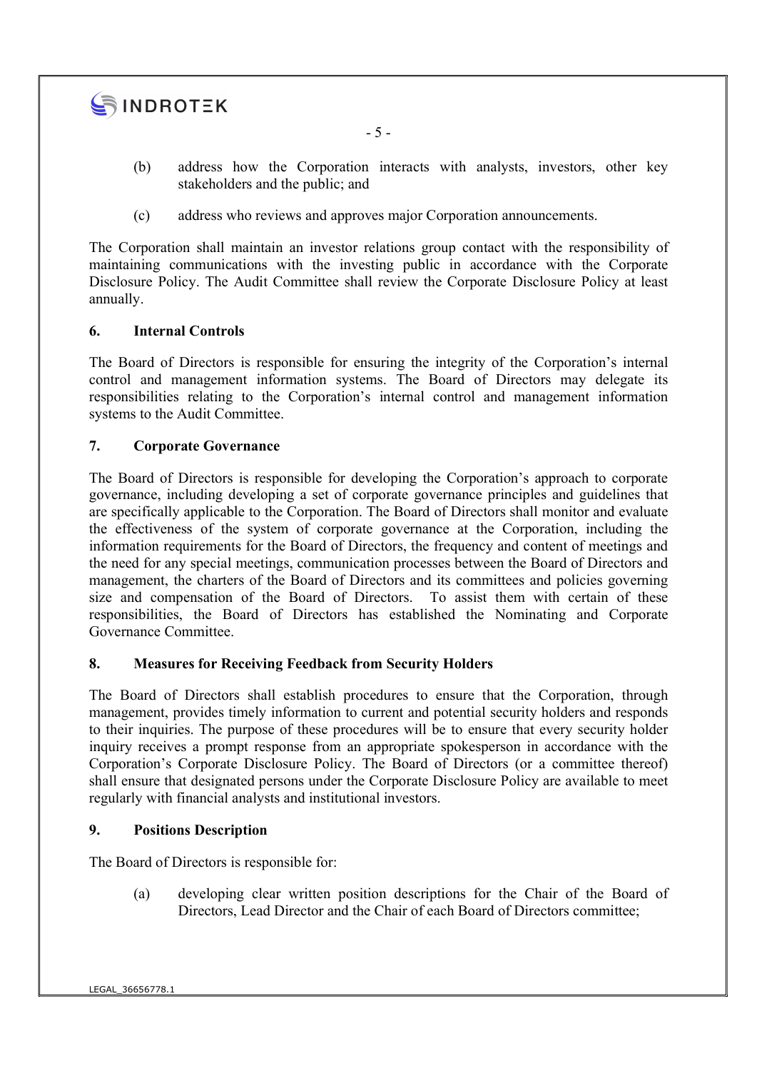(b) address how the Corporation interacts with analysts, investors, other key stakeholders and the public; and

(c) address who reviews and approves major Corporation announcements.

The Corporation shall maintain an investor relations group contact with the responsibility of maintaining communications with the investing public in accordance with the Corporate Disclosure Policy. The Audit Committee shall review the Corporate Disclosure Policy at least annually.

## 6. Internal Controls

The Board of Directors is responsible for ensuring the integrity of the Corporation's internal control and management information systems. The Board of Directors may delegate its responsibilities relating to the Corporation's internal control and management information systems to the Audit Committee.

## 7. Corporate Governance

The Board of Directors is responsible for developing the Corporation's approach to corporate governance, including developing a set of corporate governance principles and guidelines that are specifically applicable to the Corporation. The Board of Directors shall monitor and evaluate the effectiveness of the system of corporate governance at the Corporation, including the information requirements for the Board of Directors, the frequency and content of meetings and the need for any special meetings, communication processes between the Board of Directors and management, the charters of the Board of Directors and its committees and policies governing size and compensation of the Board of Directors. To assist them with certain of these responsibilities, the Board of Directors has established the Nominating and Corporate Governance Committee.

## 8. Measures for Receiving Feedback from Security Holders

The Board of Directors shall establish procedures to ensure that the Corporation, through management, provides timely information to current and potential security holders and responds to their inquiries. The purpose of these procedures will be to ensure that every security holder inquiry receives a prompt response from an appropriate spokesperson in accordance with the Corporation's Corporate Disclosure Policy. The Board of Directors (or a committee thereof) shall ensure that designated persons under the Corporate Disclosure Policy are available to meet regularly with financial analysts and institutional investors.

## 9. Positions Description

The Board of Directors is responsible for:

(a) developing clear written position descriptions for the Chair of the Board of Directors, Lead Director and the Chair of each Board of Directors committee;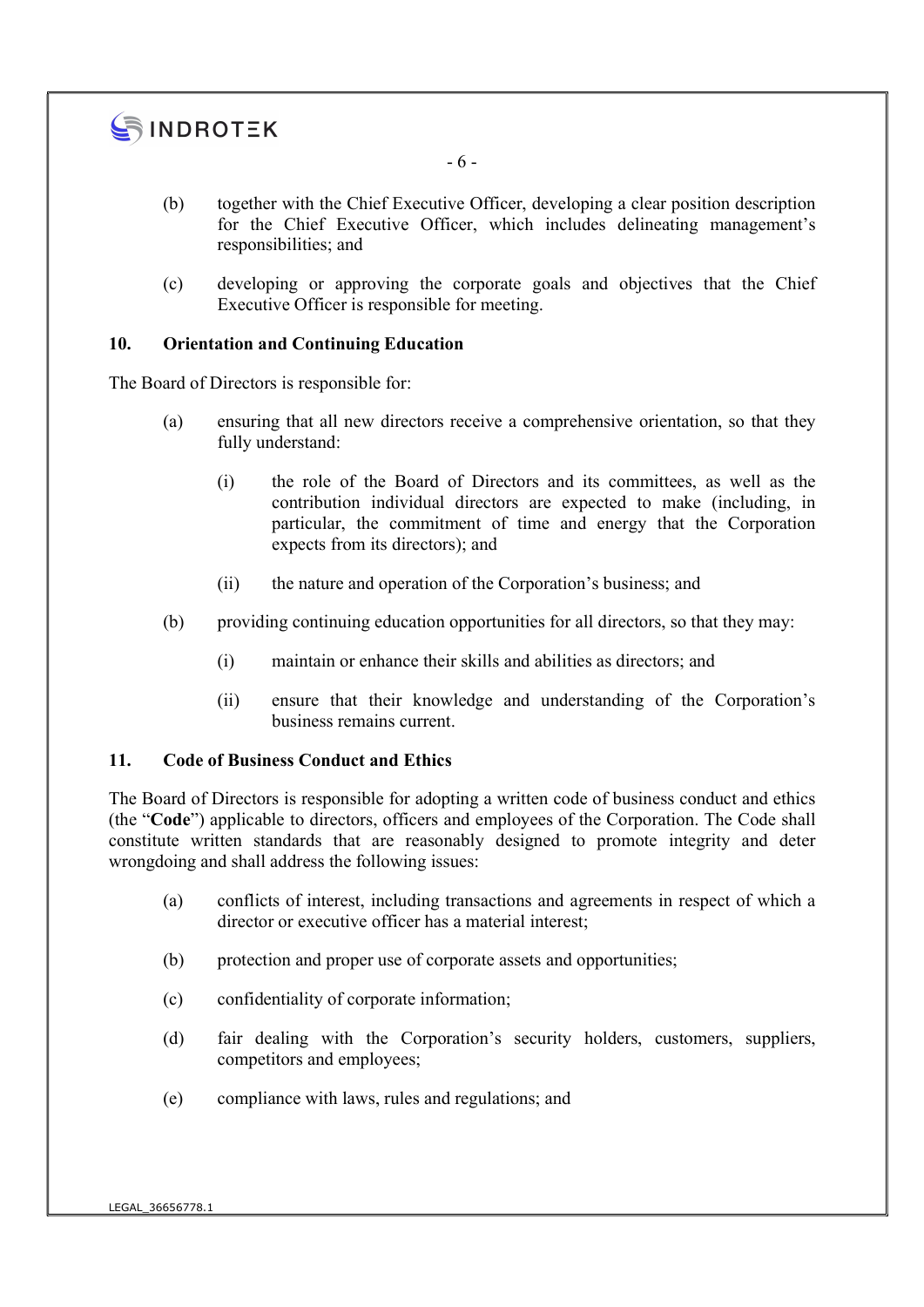(b) together with the Chief Executive Officer, developing a clear position description for the Chief Executive Officer, which includes delineating management's responsibilities; and

(c) developing or approving the corporate goals and objectives that the Chief Executive Officer is responsible for meeting.

## 10. Orientation and Continuing Education

The Board of Directors is responsible for:

(a) ensuring that all new directors receive a comprehensive orientation, so that they fully understand:

  (i) the role of the Board of Directors and its committees, as well as the contribution individual directors are expected to make (including, in particular, the commitment of time and energy that the Corporation expects from its directors); and

  (ii) the nature and operation of the Corporation's business; and

(b) providing continuing education opportunities for all directors, so that they may:

  (i) maintain or enhance their skills and abilities as directors; and

  (ii) ensure that their knowledge and understanding of the Corporation's business remains current.

## 11. Code of Business Conduct and Ethics

The Board of Directors is responsible for adopting a written code of business conduct and ethics (the "**Code**") applicable to directors, officers and employees of the Corporation. The Code shall constitute written standards that are reasonably designed to promote integrity and deter wrongdoing and shall address the following issues:

(a) conflicts of interest, including transactions and agreements in respect of which a director or executive officer has a material interest;

(b) protection and proper use of corporate assets and opportunities;

(c) confidentiality of corporate information;

(d) fair dealing with the Corporation's security holders, customers, suppliers, competitors and employees;

(e) compliance with laws, rules and regulations; and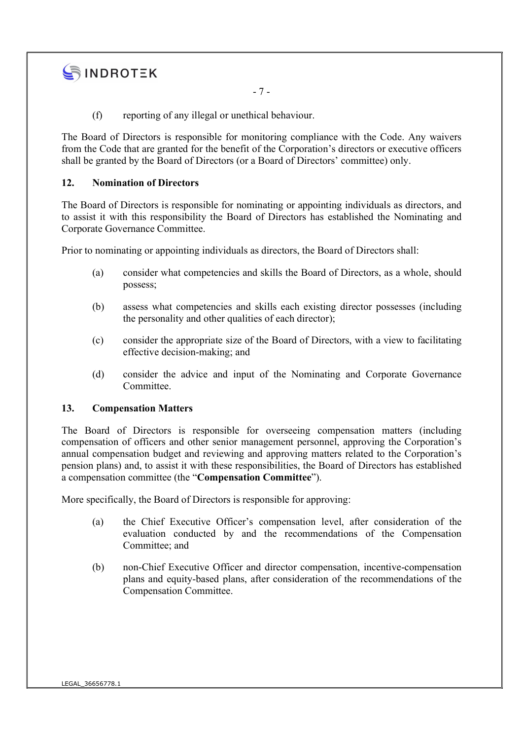(f) reporting of any illegal or unethical behaviour.

The Board of Directors is responsible for monitoring compliance with the Code. Any waivers from the Code that are granted for the benefit of the Corporation's directors or executive officers shall be granted by the Board of Directors (or a Board of Directors' committee) only.

## 12. Nomination of Directors

The Board of Directors is responsible for nominating or appointing individuals as directors, and to assist it with this responsibility the Board of Directors has established the Nominating and Corporate Governance Committee.

Prior to nominating or appointing individuals as directors, the Board of Directors shall:

(a) consider what competencies and skills the Board of Directors, as a whole, should possess;

(b) assess what competencies and skills each existing director possesses (including the personality and other qualities of each director);

(c) consider the appropriate size of the Board of Directors, with a view to facilitating effective decision-making; and

(d) consider the advice and input of the Nominating and Corporate Governance Committee.

## 13. Compensation Matters

The Board of Directors is responsible for overseeing compensation matters (including compensation of officers and other senior management personnel, approving the Corporation's annual compensation budget and reviewing and approving matters related to the Corporation's pension plans) and, to assist it with these responsibilities, the Board of Directors has established a compensation committee (the "**Compensation Committee**").

More specifically, the Board of Directors is responsible for approving:

(a) the Chief Executive Officer's compensation level, after consideration of the evaluation conducted by and the recommendations of the Compensation Committee; and

(b) non-Chief Executive Officer and director compensation, incentive-compensation plans and equity-based plans, after consideration of the recommendations of the Compensation Committee.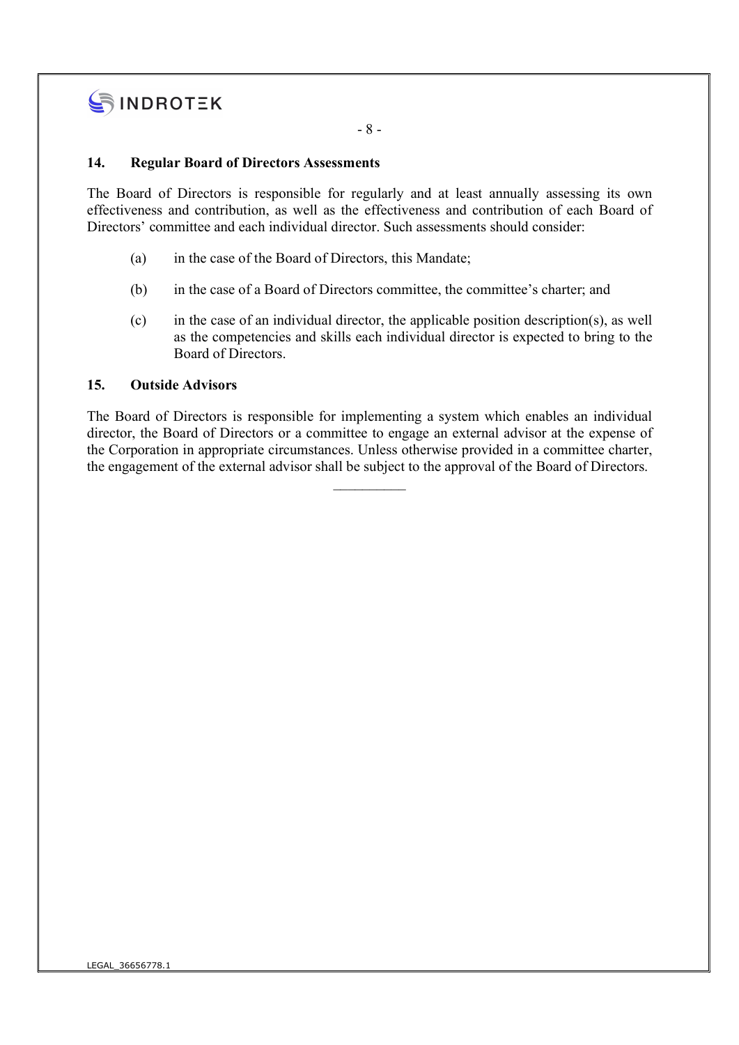## 14. Regular Board of Directors Assessments

The Board of Directors is responsible for regularly and at least annually assessing its own effectiveness and contribution, as well as the effectiveness and contribution of each Board of Directors' committee and each individual director. Such assessments should consider:

(a) in the case of the Board of Directors, this Mandate;

(b) in the case of a Board of Directors committee, the committee's charter; and

(c) in the case of an individual director, the applicable position description(s), as well as the competencies and skills each individual director is expected to bring to the Board of Directors.

## 15. Outside Advisors

The Board of Directors is responsible for implementing a system which enables an individual director, the Board of Directors or a committee to engage an external advisor at the expense of the Corporation in appropriate circumstances. Unless otherwise provided in a committee charter, the engagement of the external advisor shall be subject to the approval of the Board of Directors.